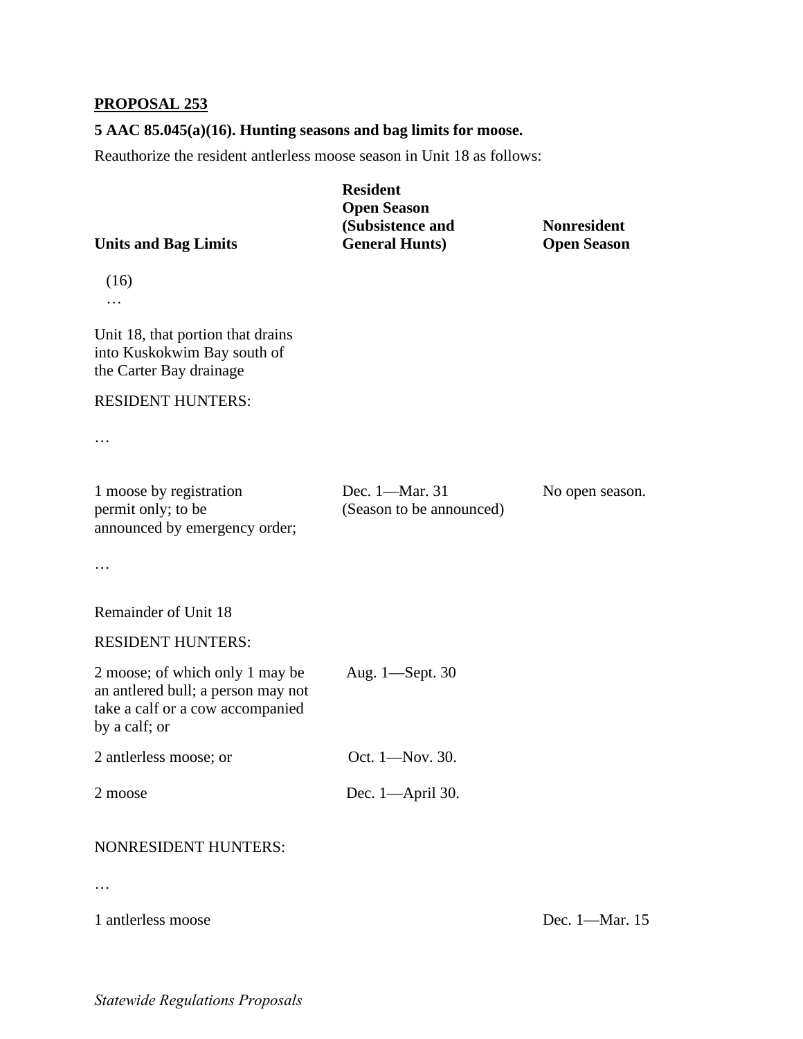**PROPOSAL 253**

**5 AAC 85.045(a)(16). Hunting seasons and bag limits for moose.**

Reauthorize the resident antlerless moose season in Unit 18 as follows:

| **Units and Bag Limits** | **Resident Open Season (Subsistence and General Hunts)** | **Nonresident Open Season** |
|---|---|---|
| (16) | | |
| … | | |
| Unit 18, that portion that drains into Kuskokwim Bay south of the Carter Bay drainage | | |
| RESIDENT HUNTERS: | | |
| … | | |
| 1 moose by registration permit only; to be announced by emergency order; | Dec. 1—Mar. 31 (Season to be announced) | No open season. |
| … | | |
| Remainder of Unit 18 | | |
| RESIDENT HUNTERS: | | |
| 2 moose; of which only 1 may be an antlered bull; a person may not take a calf or a cow accompanied by a calf; or | Aug. 1—Sept. 30 | |
| 2 antlerless moose; or | Oct. 1—Nov. 30. | |
| 2 moose | Dec. 1—April 30. | |
| NONRESIDENT HUNTERS: | | |
| … | | |
| 1 antlerless moose | | Dec. 1—Mar. 15 |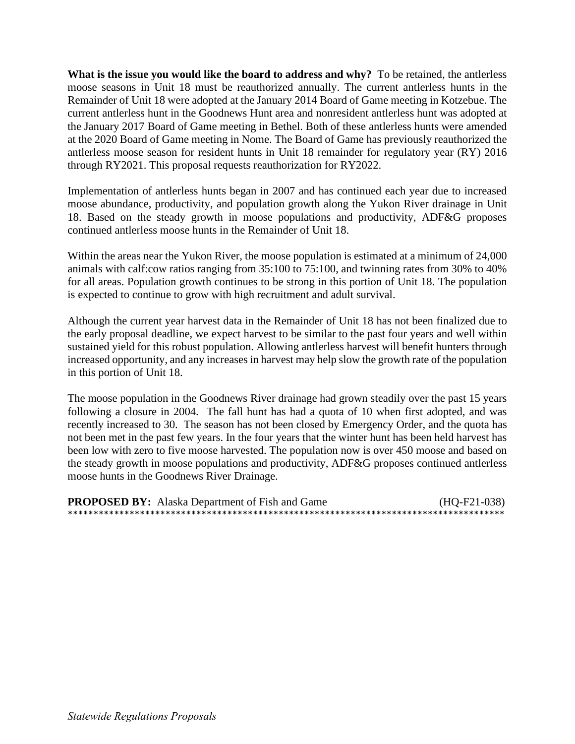**What is the issue you would like the board to address and why?** To be retained, the antlerless moose seasons in Unit 18 must be reauthorized annually. The current antlerless hunts in the Remainder of Unit 18 were adopted at the January 2014 Board of Game meeting in Kotzebue. The current antlerless hunt in the Goodnews Hunt area and nonresident antlerless hunt was adopted at the January 2017 Board of Game meeting in Bethel. Both of these antlerless hunts were amended at the 2020 Board of Game meeting in Nome. The Board of Game has previously reauthorized the antlerless moose season for resident hunts in Unit 18 remainder for regulatory year (RY) 2016 through RY2021. This proposal requests reauthorization for RY2022.

Implementation of antlerless hunts began in 2007 and has continued each year due to increased moose abundance, productivity, and population growth along the Yukon River drainage in Unit 18. Based on the steady growth in moose populations and productivity, ADF&G proposes continued antlerless moose hunts in the Remainder of Unit 18.

Within the areas near the Yukon River, the moose population is estimated at a minimum of 24,000 animals with calf:cow ratios ranging from 35:100 to 75:100, and twinning rates from 30% to 40% for all areas. Population growth continues to be strong in this portion of Unit 18. The population is expected to continue to grow with high recruitment and adult survival.

Although the current year harvest data in the Remainder of Unit 18 has not been finalized due to the early proposal deadline, we expect harvest to be similar to the past four years and well within sustained yield for this robust population. Allowing antlerless harvest will benefit hunters through increased opportunity, and any increases in harvest may help slow the growth rate of the population in this portion of Unit 18.

The moose population in the Goodnews River drainage had grown steadily over the past 15 years following a closure in 2004. The fall hunt has had a quota of 10 when first adopted, and was recently increased to 30. The season has not been closed by Emergency Order, and the quota has not been met in the past few years. In the four years that the winter hunt has been held harvest has been low with zero to five moose harvested. The population now is over 450 moose and based on the steady growth in moose populations and productivity, ADF&G proposes continued antlerless moose hunts in the Goodnews River Drainage.

**PROPOSED BY:** Alaska Department of Fish and Game (HQ-F21-038)

******************************************************************************